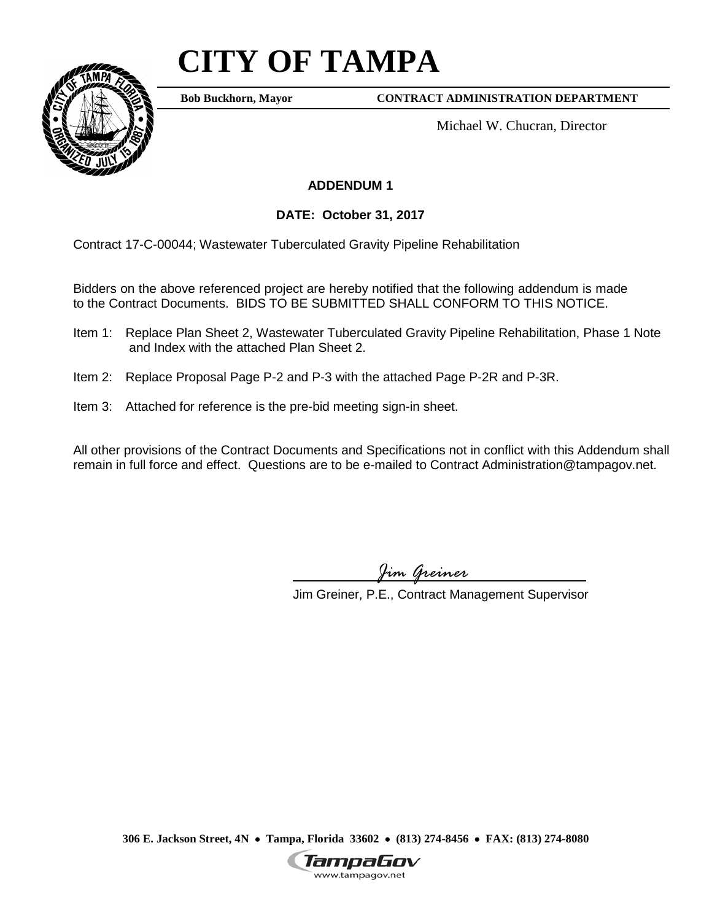# CITY OF TAMPA

**Bob Buckhorn, Mayor** **CONTRACT ADMINISTRATION DEPARTMENT**

Michael W. Chucran, Director

**ADDENDUM 1**

**DATE: October 31, 2017**

Contract 17-C-00044; Wastewater Tuberculated Gravity Pipeline Rehabilitation

Bidders on the above referenced project are hereby notified that the following addendum is made to the Contract Documents. BIDS TO BE SUBMITTED SHALL CONFORM TO THIS NOTICE.

Item 1: Replace Plan Sheet 2, Wastewater Tuberculated Gravity Pipeline Rehabilitation, Phase 1 Note and Index with the attached Plan Sheet 2.

Item 2: Replace Proposal Page P-2 and P-3 with the attached Page P-2R and P-3R.

Item 3: Attached for reference is the pre-bid meeting sign-in sheet.

All other provisions of the Contract Documents and Specifications not in conflict with this Addendum shall remain in full force and effect. Questions are to be e-mailed to Contract Administration@tampagov.net.

*Jim Greiner*

Jim Greiner, P.E., Contract Management Supervisor

**306 E. Jackson Street, 4N • Tampa, Florida 33602 • (813) 274-8456 • FAX: (813) 274-8080**

TampaGov
www.tampagov.net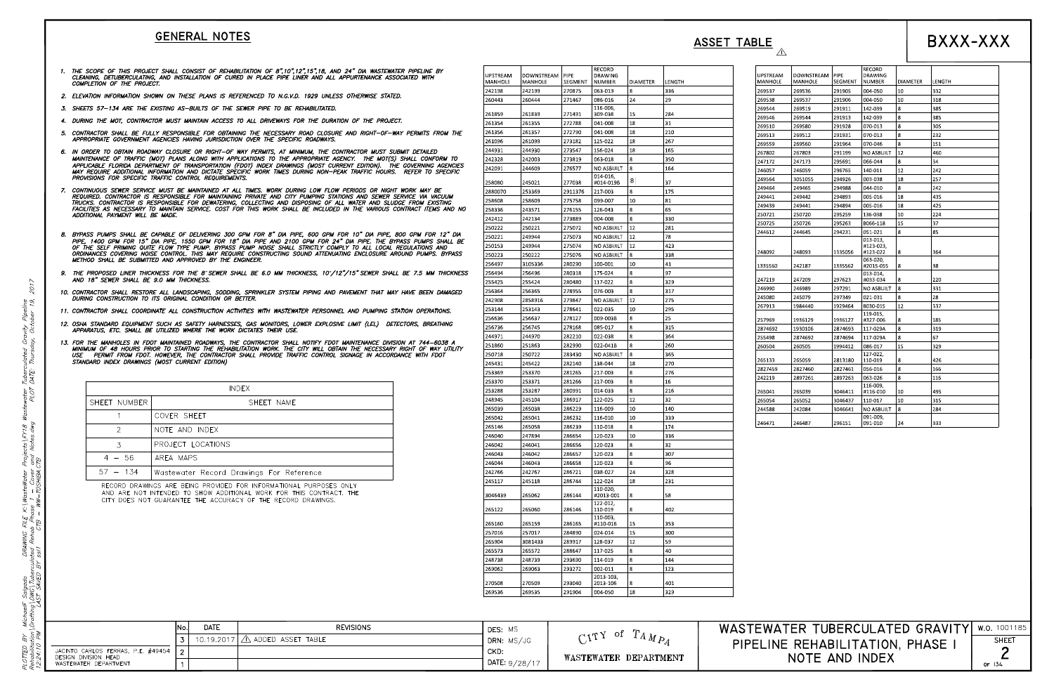# BXXX-XXX

## GENERAL NOTES

1. THE SCOPE OF THIS PROJECT SHALL CONSIST OF REHABILITATION OF 8",10",12",15",18, AND 24" DIA WASTEWATER PIPELINE BY CLEANING, DETUBERCULATING, AND INSTALLATION OF CURED IN PLACE PIPE LINER AND ALL APPURTENANCE ASSOCIATED WITH COMPLETION OF THE PROJECT.
2. ELEVATION INFORMATION SHOWN ON THESE PLANS IS REFERENCED TO N.G.V.D. 1929 UNLESS OTHERWISE STATED.
3. SHEETS 57–134 ARE THE EXISTING AS–BUILTS OF THE SEWER PIPE TO BE REHABILITATED.
4. DURING THE MOT, CONTRACTOR MUST MAINTAIN ACCESS TO ALL DRIVEWAYS FOR THE DURATION OF THE PROJECT.
5. CONTRACTOR SHALL BE FULLY RESPONSIBLE FOR OBTAINING THE NECESSARY ROAD CLOSURE AND RIGHT–OF–WAY PERMITS FROM THE APPROPRIATE GOVERNMENT AGENCIES HAVING JURISDICTION OVER THE SPECIFIC ROADWAYS.
6. IN ORDER TO OBTAIN ROADWAY CLOSURE OR RIGHT–OF WAY PERMITS, AT MINIMUM, THE CONTRACTOR MUST SUBMIT DETAILED MAINTENANCE OF TRAFFIC (MOT) PLANS ALONG WITH APPLICATIONS TO THE APPROPRIATE AGENCY. THE MOT(S) SHALL CONFORM TO APPLICABLE FLORIDA DEPARTMENT OF TRANSPORTATION (FDOT) INDEX DRAWINGS (MOST CURRENT EDITION). THE GOVERNING AGENCIES MAY REQUIRE ADDITIONAL INFORMATION AND DICTATE SPECIFIC WORK TIMES DURING NON–PEAK TRAFFIC HOURS. REFER TO SPECIFIC PROVISIONS FOR SPECIFIC TRAFFIC CONTROL REQUIREMENTS.
7. CONTINUOUS SEWER SERVICE MUST BE MAINTAINED AT ALL TIMES. WORK DURING LOW FLOW PERIODS OR NIGHT WORK MAY BE REQUIRED. CONTRACTOR IS RESPONSIBLE FOR MAINTAINING PRIVATE AND CITY PUMPING STATIONS AND SEWER SERVICE VIA VACUUM TRUCKS. CONTRACTOR IS RESPONSIBLE FOR DEWATERING, COLLECTING AND DISPOSING OF ALL WATER AND SLUDGE FROM EXISTING FACILITIES AS NECESSARY TO MAINTAIN SERVICE. COST FOR THIS WORK SHALL BE INCLUDED IN THE VARIOUS CONTRACT ITEMS AND NO ADDITIONAL PAYMENT WILL BE MADE.
8. BYPASS PUMPS SHALL BE CAPABLE OF DELIVERING 300 GPM FOR 8" DIA PIPE, 600 GPM FOR 10" DIA PIPE, 800 GPM FOR 12" DIA PIPE, 1400 GPM FOR 15" DIA PIPE, 1550 GPM FOR 18" DIA PIPE AND 2100 GPM FOR 24" DIA PIPE. THE BYPASS PUMPS SHALL BE OF THE SELF PRIMING QUITE FLOW TYPE PUMP. BYPASS PUMP NOISE SHALL STRICTLY COMPLY TO ALL LOCAL REGULATIONS AND ORDINANCES COVERING NOISE CONTROL. THIS MAY REQUIRE CONSTRUCTING SOUND ATTENUATING ENCLOSURE AROUND PUMPS. BYPASS METHOD SHALL BE SUBMITTED AND APPROVED BY THE ENGINEER.
9. THE PROPOSED LINER THICKNESS FOR THE 8" SEWER SHALL BE 6.0 MM THICKNESS, 10"/12"/15" SEWER SHALL BE 7.5 MM THICKNESS AND 18" SEWER SHALL BE 9.0 MM THICKNESS.
10. CONTRACTOR SHALL RESTORE ALL LANDSCAPING, SODDING, SPRINKLER SYSTEM PIPING AND PAVEMENT THAT MAY HAVE BEEN DAMAGED DURING CONSTRUCTION TO ITS ORIGINAL CONDITION OR BETTER.
11. CONTRACTOR SHALL COORDINATE ALL CONSTRUCTION ACTIVITIES WITH WASTEWATER PERSONNEL AND PUMPING STATION OPERATIONS.
12. OSHA STANDARD EQUIPMENT SUCH AS SAFETY HARNESSES, GAS MONITORS, LOWER EXPLOSIVE LIMIT (LEL) DETECTORS, BREATHING APPARATUS, ETC. SHALL BE UTILIZED WHERE THE WORK DICTATES THEIR USE.
13. FOR THE MANHOLES IN FDOT MAINTAINED ROADWAYS, THE CONTRACTOR SHALL NOTIFY FDOT MAINTENANCE DIVISION AT 744–6038 A MINIMUM OF 48 HOURS PRIOR TO STARTING THE REHABILITATION WORK. THE CITY WILL OBTAIN THE NECESSARY RIGHT OF WAY UTILITY USE PERMIT FROM FDOT. HOWEVER, THE CONTRACTOR SHALL PROVIDE TRAFFIC CONTROL SIGNAGE IN ACCORDANCE WITH FDOT STANDARD INDEX DRAWINGS (MOST CURRENT EDITION)

| INDEX | |
|---|---|
| SHEET NUMBER | SHEET NAME |
| 1 | COVER SHEET |
| 2 | NOTE AND INDEX |
| 3 | PROJECT LOCATIONS |
| 4 – 56 | AREA MAPS |
| 57 – 134 | Wastewater Record Drawings For Reference |

RECORD DRAWINGS ARE BEING PROVIDED FOR INFORMATIONAL PURPOSES ONLY AND ARE NOT INTENDED TO SHOW ADDITIONAL WORK FOR THIS CONTRACT. THE CITY DOES NOT GUARANTEE THE ACCURACY OF THE RECORD DRAWINGS.

## ASSET TABLE

| UPSTREAM MANHOLE | DOWNSTREAM MANHOLE | PIPE SEGMENT | RECORD DRAWING NUMBER | DIAMETER | LENGTH |
|---|---|---|---|---|---|
| 242198 | 242199 | 270875 | 063-019 | 8 | 336 |
| 260443 | 260444 | 271467 | 086-016 | 24 | 29 |
| 261859 | 261839 | 271491 | 116-006, 109-038 | 15 | 284 |
| 261354 | 261355 | 272788 | 041-008 | 18 | 31 |
| 261356 | 261357 | 272790 | 041-008 | 18 | 210 |
| 261096 | 261099 | 273182 | 125-022 | 18 | 267 |
| 244931 | 244930 | 273547 | 156-024 | 18 | 165 |
| 242328 | 242003 | 273819 | 063-018 | 8 | 350 |
| 242091 | 244609 | 276577 | NO ASBUILT | 8 | 164 |
| 258080 | 245021 | 277038 | 014-016, #014-019B | 8 | 37 |
| 2880070 | 253369 | 2911376 | 217-003 | 8 | 175 |
| 258608 | 258609 | 275758 | 099-007 | 10 | 81 |
| 258336 | 243571 | 276155 | 126-043 | 8 | 65 |
| 242412 | 242134 | 273889 | 004-008 | 8 | 330 |
| 250222 | 250221 | 275072 | NO ASBUILT | 12 | 281 |
| 250221 | 249944 | 275073 | NO ASBUILT | 12 | 78 |
| 250153 | 249944 | 275074 | NO ASBUILT | 12 | 423 |
| 250223 | 250222 | 275076 | NO ASBUILT | 8 | 338 |
| 256497 | 3105336 | 280290 | 100-001 | 10 | 41 |
| 256494 | 256496 | 280318 | 175-024 | 8 | 97 |
| 255425 | 255424 | 280480 | 117-022 | 8 | 329 |
| 256364 | 256365 | 278955 | 076-003 | 8 | 317 |
| 242908 | 2858916 | 279847 | NO ASBUILT | 12 | 275 |
| 253144 | 253143 | 278641 | 022-035 | 10 | 295 |
| 256636 | 256637 | 278127 | 009-003B | 8 | 25 |
| 256736 | 256745 | 278168 | 085-017 | 8 | 315 |
| 244971 | 244970 | 282210 | 022-038 | 8 | 364 |
| 251860 | 251863 | 282990 | 022-041B | 8 | 260 |
| 250718 | 250722 | 283430 | NO ASBUILT | 8 | 365 |
| 245431 | 245422 | 282140 | 138-044 | 18 | 270 |
| 253369 | 253370 | 281265 | 217-003 | 8 | 276 |
| 253370 | 253371 | 281266 | 217-003 | 8 | 16 |
| 253288 | 253287 | 280991 | 014-033 | 8 | 216 |
| 248945 | 245104 | 286917 | 122-025 | 12 | 32 |
| 265039 | 265038 | 286229 | 116-009 | 10 | 140 |
| 265042 | 265041 | 286232 | 116-010 | 10 | 339 |
| 265146 | 265058 | 286239 | 110-018 | 8 | 174 |
| 246040 | 247894 | 286654 | 120-023 | 10 | 336 |
| 246042 | 246041 | 286656 | 120-023 | 8 | 32 |
| 246043 | 246042 | 286657 | 120-023 | 8 | 307 |
| 246044 | 246043 | 286658 | 120-023 | 8 | 96 |
| 242766 | 242767 | 286721 | 038-027 | 24 | 328 |
| 245117 | 245118 | 286744 | 122-024 | 18 | 231 |
| 3046439 | 265062 | 286144 | 110-020, #2013-001 | 8 | 58 |
| 265122 | 265060 | 286146 | 122-012, 110-019 | 8 | 402 |
| 265160 | 265159 | 286165 | 110-003, #110-016 | 15 | 353 |
| 257016 | 257017 | 284890 | 024-014 | 15 | 300 |
| 265904 | 3081433 | 289917 | 128-037 | 12 | 59 |
| 265573 | 265572 | 288647 | 117-025 | 8 | 40 |
| 248738 | 248739 | 293690 | 114-019 | 8 | 144 |
| 269062 | 269063 | 293272 | 002-011 | 8 | 123 |
| 270508 | 270509 | 293040 | 2013-103, 2013-106 | 8 | 401 |
| 269536 | 269535 | 291904 | 004-050 | 18 | 329 |
| 269537 | 269536 | 291905 | 004-050 | 10 | 332 |
| 269538 | 269537 | 291906 | 004-050 | 10 | 318 |
| 269544 | 269519 | 291911 | 142-039 | 8 | 385 |
| 269546 | 269544 | 291913 | 142-039 | 8 | 385 |
| 269510 | 269580 | 291928 | 070-013 | 8 | 305 |
| 269513 | 269512 | 291931 | 070-013 | 8 | 232 |
| 269559 | 269560 | 291964 | 070-046 | 8 | 151 |
| 267802 | 267803 | 291199 | NO ASBUILT | 12 | 460 |
| 247172 | 247173 | 295691 | 066-044 | 8 | 34 |
| 246057 | 246059 | 296765 | 140-011 | 12 | 242 |
| 249564 | 3051055 | 294926 | 003-038 | 18 | 257 |
| 249464 | 249465 | 294988 | 044-010 | 8 | 242 |
| 249441 | 249442 | 294893 | 005-016 | 18 | 435 |
| 249439 | 249441 | 294894 | 005-016 | 18 | 425 |
| 250721 | 250720 | 295259 | 136-038 | 10 | 224 |
| 250725 | 250726 | 295263 | B066-118 | 15 | 37 |
| 244612 | 244645 | 294231 | 051-021 | 8 | 85 |
| 248092 | 248093 | 1335056 | 013-013, #123-023, #123-022 | 8 | 364 |
| 1335560 | 242187 | 1335562 | 063-020, #2015-055 | 8 | 38 |
| 247219 | 247209 | 297623 | 013-014, #033-034 | 8 | 220 |
| 246990 | 246989 | 297291 | NO ASBUILT | 8 | 331 |
| 245080 | 245079 | 297349 | 021-031 | 8 | 28 |
| 267913 | 1984440 | 1929464 | B030-015 | 12 | 537 |
| 257969 | 1936129 | 1936127 | 119-015, #327-006 | 8 | 185 |
| 2874692 | 1930106 | 2874693 | 117-029A | 8 | 319 |
| 255498 | 2874692 | 2874694 | 117-029A | 8 | 67 |
| 260504 | 260505 | 1994412 | 086-017 | 15 | 329 |
| 265133 | 265059 | 2813180 | 127-022, 110-019 | 8 | 426 |
| 2827459 | 2827460 | 2827461 | 056-016 | 8 | 166 |
| 242219 | 2897261 | 2897263 | 063-026 | 8 | 116 |
| 265041 | 265039 | 3046411 | 116-009, #116-010 | 10 | 495 |
| 265054 | 265052 | 3046437 | 110-017 | 10 | 315 |
| 244588 | 242084 | 3046641 | NO ASBUILT | 8 | 284 |
| 246471 | 246487 | 296151 | 091-009, 091-010 | 24 | 333 |

| No. | DATE | REVISIONS |
|---|---|---|
| 3 | 10.19.2017 | ⚠1 ADDED ASSET TABLE |
| 2 | | |
| 1 | | |

JACINTO CARLOS FERRAS, P.E. #49454
DESIGN DIVISION HEAD
WASTEWATER DEPARTMENT

DES: MS
DRN: MS/JG
CKD:
DATE: 9/28/17

CITY of TAMPA
WASTEWATER DEPARTMENT

WASTEWATER TUBERCULATED GRAVITY PIPELINE REHABILITATION, PHASE I
NOTE AND INDEX

W.O. 1001185
SHEET 2 OF 134

PLOTTED BY MichaelF Salgado DRAWING FILE K:\WasteWater Projects\FY18 Wastewater Tuberculated Gravity Pipeline Rehabilitation\Drafting\DWG\Tuberculated Rehab Phase 1 - Cover and Notes.dwg PLOT DATE: Thursday, October 19, 2017 12:24:10 PM LAST SAVED BY ss41 CTB - WW-TOSHIBA.CTB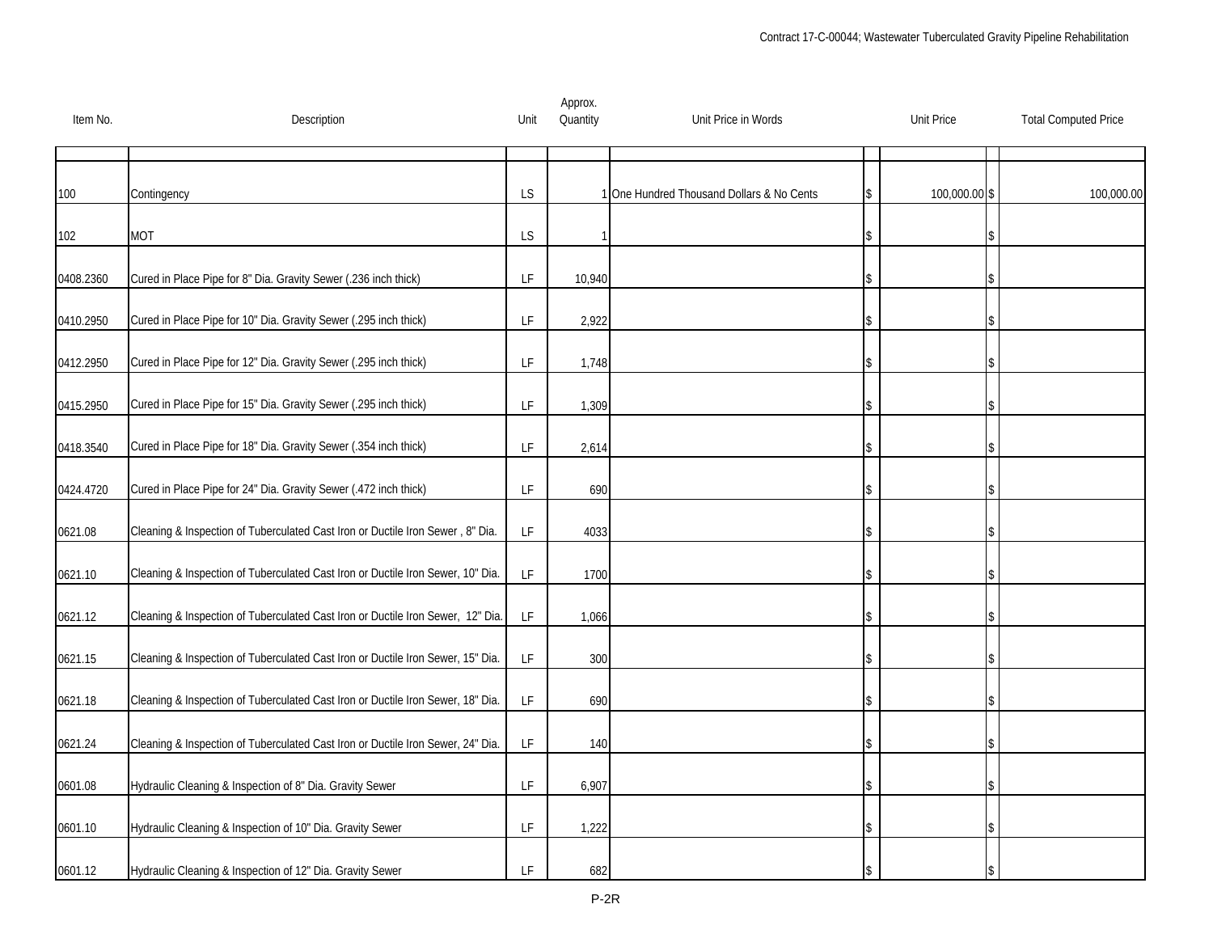| Item No. | Description | Unit | Approx. Quantity | Unit Price in Words | Unit Price | Total Computed Price |
|---|---|---|---|---|---|---|
| 100 | Contingency | LS | 1 | One Hundred Thousand Dollars & No Cents | $ 100,000.00 | $ 100,000.00 |
| 102 | MOT | LS | 1 | | $ | $ |
| 0408.2360 | Cured in Place Pipe for 8" Dia. Gravity Sewer (.236 inch thick) | LF | 10,940 | | $ | $ |
| 0410.2950 | Cured in Place Pipe for 10" Dia. Gravity Sewer (.295 inch thick) | LF | 2,922 | | $ | $ |
| 0412.2950 | Cured in Place Pipe for 12" Dia. Gravity Sewer (.295 inch thick) | LF | 1,748 | | $ | $ |
| 0415.2950 | Cured in Place Pipe for 15" Dia. Gravity Sewer (.295 inch thick) | LF | 1,309 | | $ | $ |
| 0418.3540 | Cured in Place Pipe for 18" Dia. Gravity Sewer (.354 inch thick) | LF | 2,614 | | $ | $ |
| 0424.4720 | Cured in Place Pipe for 24" Dia. Gravity Sewer (.472 inch thick) | LF | 690 | | $ | $ |
| 0621.08 | Cleaning & Inspection of Tuberculated Cast Iron or Ductile Iron Sewer , 8" Dia. | LF | 4033 | | $ | $ |
| 0621.10 | Cleaning & Inspection of Tuberculated Cast Iron or Ductile Iron Sewer, 10" Dia. | LF | 1700 | | $ | $ |
| 0621.12 | Cleaning & Inspection of Tuberculated Cast Iron or Ductile Iron Sewer, 12" Dia. | LF | 1,066 | | $ | $ |
| 0621.15 | Cleaning & Inspection of Tuberculated Cast Iron or Ductile Iron Sewer, 15" Dia. | LF | 300 | | $ | $ |
| 0621.18 | Cleaning & Inspection of Tuberculated Cast Iron or Ductile Iron Sewer, 18" Dia. | LF | 690 | | $ | $ |
| 0621.24 | Cleaning & Inspection of Tuberculated Cast Iron or Ductile Iron Sewer, 24" Dia. | LF | 140 | | $ | $ |
| 0601.08 | Hydraulic Cleaning & Inspection of 8" Dia. Gravity Sewer | LF | 6,907 | | $ | $ |
| 0601.10 | Hydraulic Cleaning & Inspection of 10" Dia. Gravity Sewer | LF | 1,222 | | $ | $ |
| 0601.12 | Hydraulic Cleaning & Inspection of 12" Dia. Gravity Sewer | LF | 682 | | $ | $ |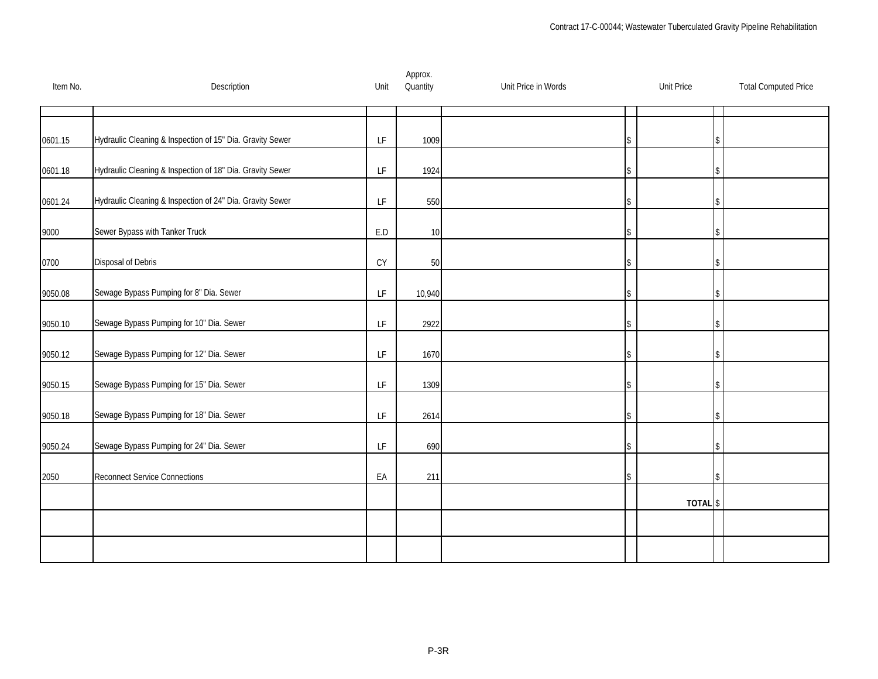| Item No. | Description | Unit | Approx. Quantity | Unit Price in Words | Unit Price | Total Computed Price |
|---|---|---|---|---|---|---|
| 0601.15 | Hydraulic Cleaning & Inspection of 15" Dia. Gravity Sewer | LF | 1009 | | $ | $ |
| 0601.18 | Hydraulic Cleaning & Inspection of 18" Dia. Gravity Sewer | LF | 1924 | | $ | $ |
| 0601.24 | Hydraulic Cleaning & Inspection of 24" Dia. Gravity Sewer | LF | 550 | | $ | $ |
| 9000 | Sewer Bypass with Tanker Truck | E.D | 10 | | $ | $ |
| 0700 | Disposal of Debris | CY | 50 | | $ | $ |
| 9050.08 | Sewage Bypass Pumping for 8" Dia. Sewer | LF | 10,940 | | $ | $ |
| 9050.10 | Sewage Bypass Pumping for 10" Dia. Sewer | LF | 2922 | | $ | $ |
| 9050.12 | Sewage Bypass Pumping for 12" Dia. Sewer | LF | 1670 | | $ | $ |
| 9050.15 | Sewage Bypass Pumping for 15" Dia. Sewer | LF | 1309 | | $ | $ |
| 9050.18 | Sewage Bypass Pumping for 18" Dia. Sewer | LF | 2614 | | $ | $ |
| 9050.24 | Sewage Bypass Pumping for 24" Dia. Sewer | LF | 690 | | $ | $ |
| 2050 | Reconnect Service Connections | EA | 211 | | $ | $ |
| | | | | | **TOTAL** | $ |
| | | | | | | |
| | | | | | | |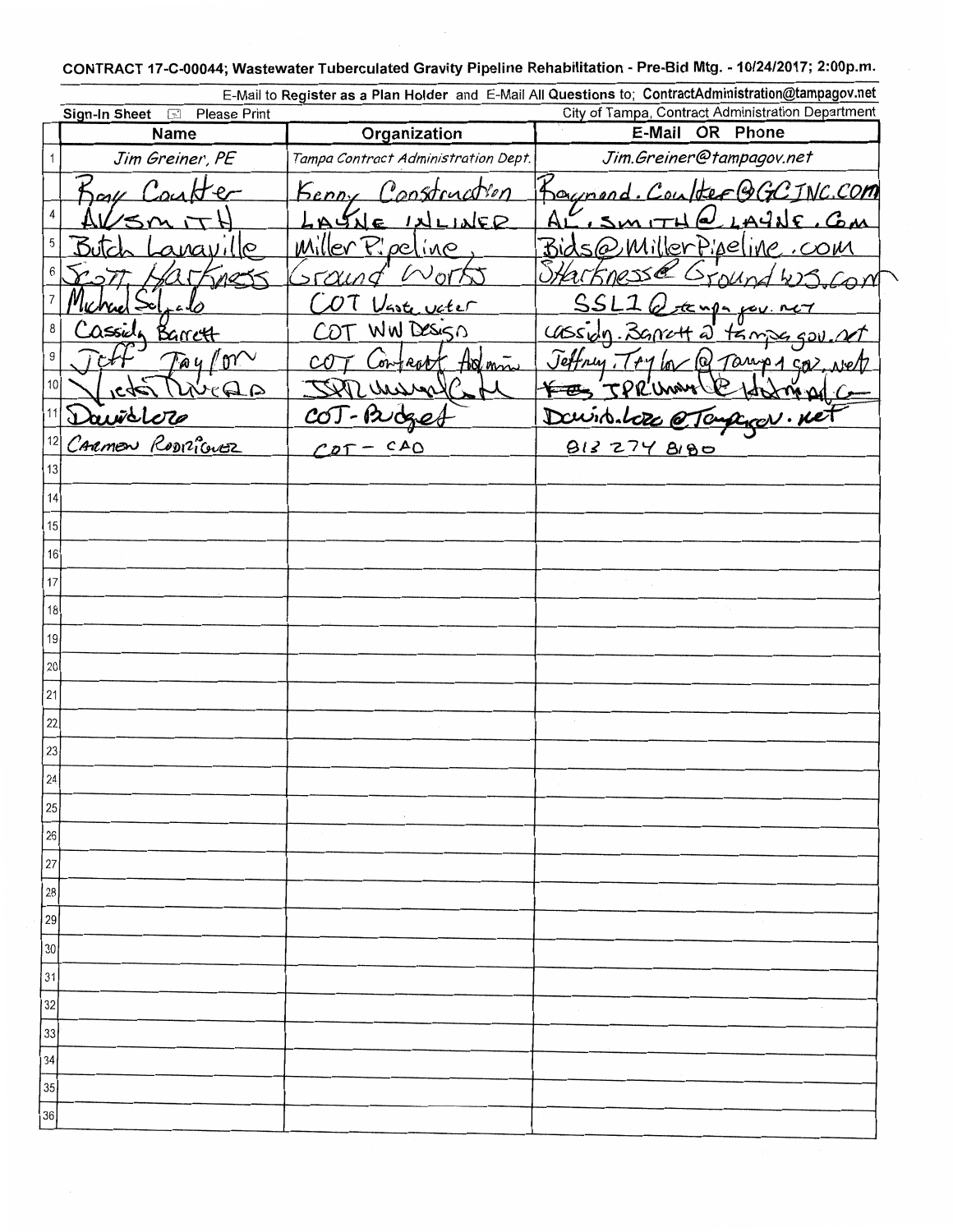**CONTRACT 17-C-00044; Wastewater Tuberculated Gravity Pipeline Rehabilitation - Pre-Bid Mtg. - 10/24/2017; 2:00p.m.**

E-Mail to **Register as a Plan Holder** and E-Mail All **Questions** to; **ContractAdministration@tampagov.net**

**Sign-In Sheet** ☒ Please Print — City of Tampa, Contract Administration Department

| | Name | Organization | E-Mail OR Phone |
|---|---|---|---|
| 1 | Jim Greiner, PE | Tampa Contract Administration Dept. | Jim.Greiner@tampagov.net |
| | Ray Coulter | Kenny Construction | Raymond.Coulter@GCINC.COM |
| 4 | Al Smith | Layne Inliner | Al.Smith@Layne.Com |
| 5 | Butch Lanaville | Miller Pipeline | Bids@MillerPipeline.com |
| 6 | Scott Harkness | Ground Works | SHarkness@Groundws.com |
| 7 | Michael Salgado | COT Wastewater | SSL1@tampagov.net |
| 8 | Cassidy Barrett | COT WW Design | cassidy.Barrett@tampagov.net |
| 9 | Jeff Taylor | COT Contract Admin | Jeffrey.Taylor@Tampagov.net |
| 10 | Victor Rivera | JPR Underground | JPRUnder@Hotmail.com |
| 11 | David Loro | COT-Budget | David.Loro@Tampagov.net |
| 12 | Carmen Rodriguez | COT - CAO | 813 274 8180 |
| 13 | | | |
| 14 | | | |
| 15 | | | |
| 16 | | | |
| 17 | | | |
| 18 | | | |
| 19 | | | |
| 20 | | | |
| 21 | | | |
| 22 | | | |
| 23 | | | |
| 24 | | | |
| 25 | | | |
| 26 | | | |
| 27 | | | |
| 28 | | | |
| 29 | | | |
| 30 | | | |
| 31 | | | |
| 32 | | | |
| 33 | | | |
| 34 | | | |
| 35 | | | |
| 36 | | | |